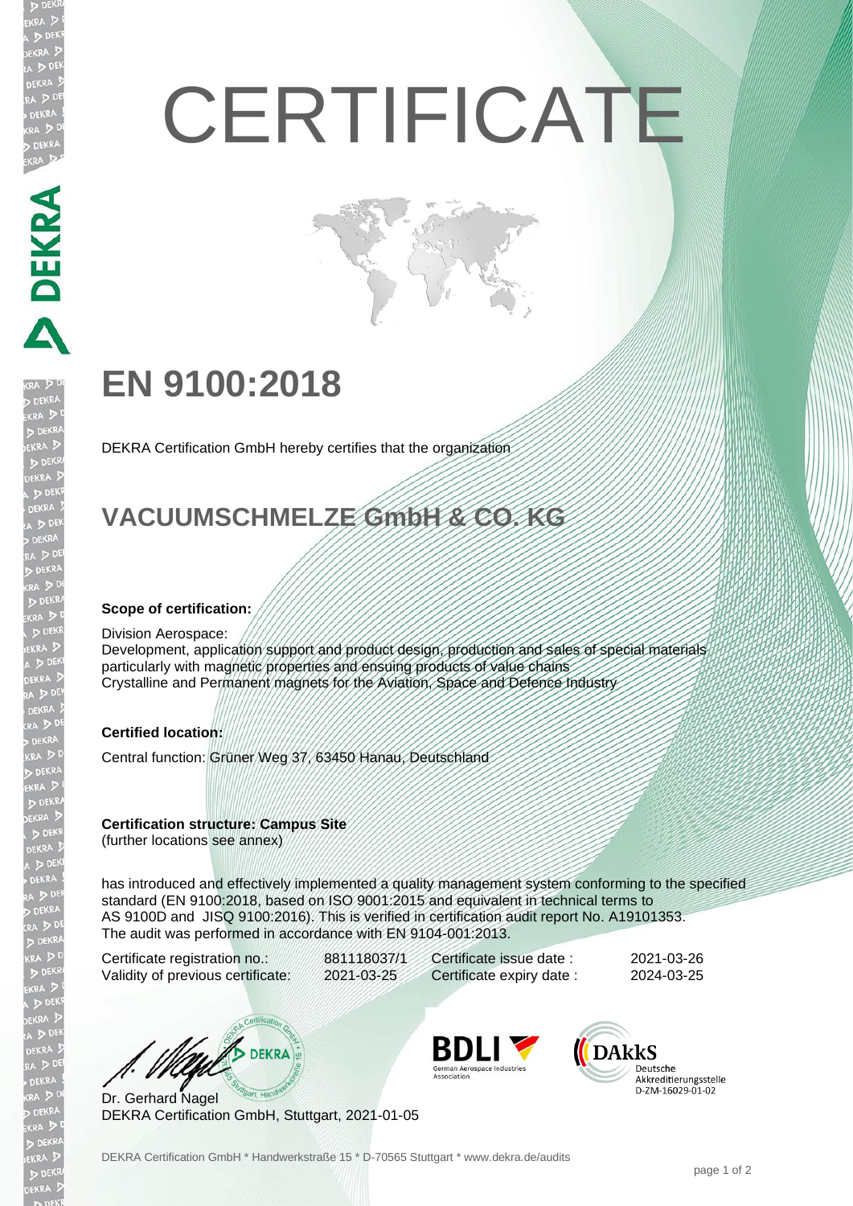# CERTIFICATE

## EN 9100:2018

DEKRA Certification GmbH hereby certifies that the organization

## VACUUMSCHMELZE GmbH & CO. KG

**Scope of certification:**

Division Aerospace:
Development, application support and product design, production and sales of special materials particularly with magnetic properties and ensuing products of value chains
Crystalline and Permanent magnets for the Aviation, Space and Defence Industry

**Certified location:**

Central function: Grüner Weg 37, 63450 Hanau, Deutschland

**Certification structure: Campus Site**
(further locations see annex)

has introduced and effectively implemented a quality management system conforming to the specified standard (EN 9100:2018, based on ISO 9001:2015 and equivalent in technical terms to AS 9100D and JISQ 9100:2016). This is verified in certification audit report No. A19101353.
The audit was performed in accordance with EN 9104-001:2013.

| | | | |
|---|---|---|---|
| Certificate registration no.: | 881118037/1 | Certificate issue date : | 2021-03-26 |
| Validity of previous certificate: | 2021-03-25 | Certificate expiry date : | 2024-03-25 |

Dr. Gerhard Nagel
DEKRA Certification GmbH, Stuttgart, 2021-01-05

BDLI German Aerospace Industries Association

DAkkS Deutsche Akkreditierungsstelle D-ZM-16029-01-02

DEKRA Certification GmbH * Handwerkstraße 15 * D-70565 Stuttgart * www.dekra.de/audits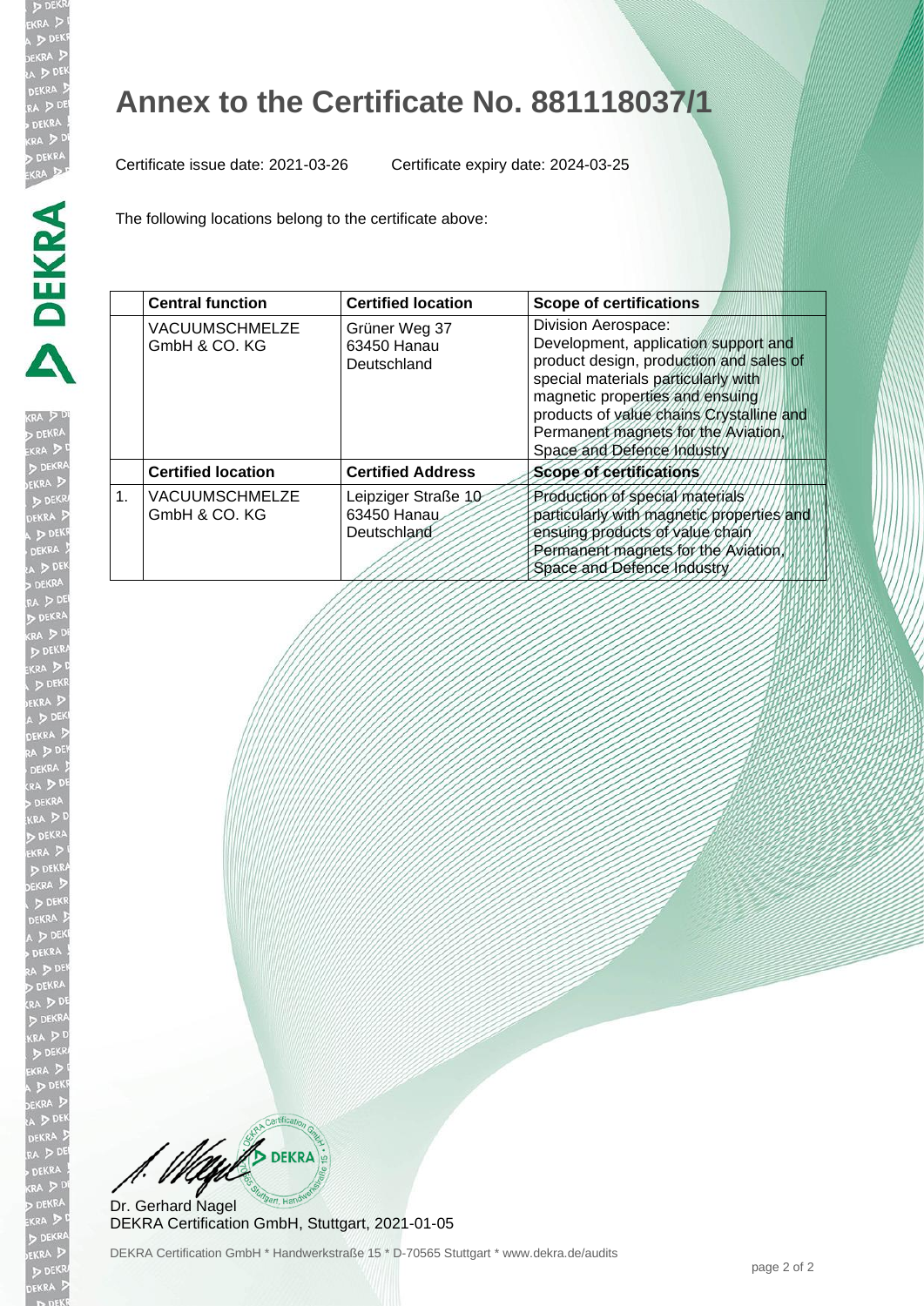# Annex to the Certificate No. 881118037/1

Certificate issue date: 2021-03-26        Certificate expiry date: 2024-03-25

The following locations belong to the certificate above:

| | Central function | Certified location | Scope of certifications |
|---|---|---|---|
| | VACUUMSCHMELZE GmbH & CO. KG | Grüner Weg 37<br>63450 Hanau<br>Deutschland | Division Aerospace:<br>Development, application support and product design, production and sales of special materials particularly with magnetic properties and ensuing products of value chains Crystalline and Permanent magnets for the Aviation, Space and Defence Industry |
| | **Certified location** | **Certified Address** | **Scope of certifications** |
| 1. | VACUUMSCHMELZE GmbH & CO. KG | Leipziger Straße 10<br>63450 Hanau<br>Deutschland | Production of special materials particularly with magnetic properties and ensuing products of value chain Permanent magnets for the Aviation, Space and Defence Industry |

Dr. Gerhard Nagel
DEKRA Certification GmbH, Stuttgart, 2021-01-05

DEKRA Certification GmbH * Handwerkstraße 15 * D-70565 Stuttgart * www.dekra.de/audits